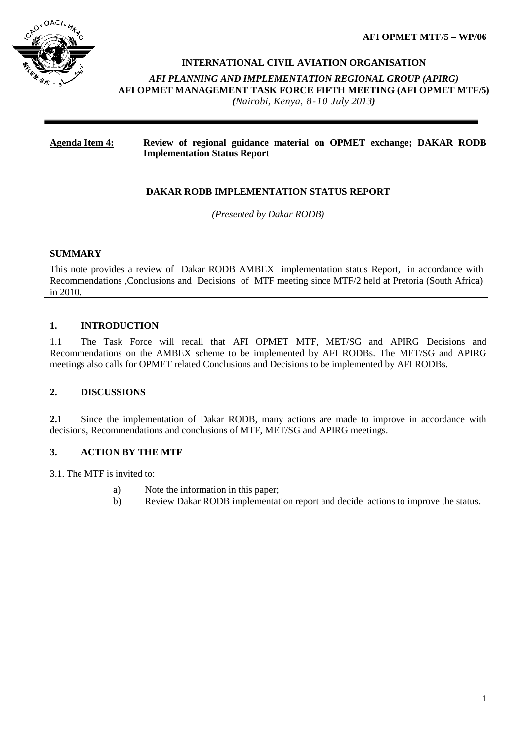AFI OPMET MTF/5 – WP/06

**INTERNATIONAL CIVIL AVIATION ORGANISATION**

***AFI PLANNING AND IMPLEMENTATION REGIONAL GROUP (APIRG)***

**AFI OPMET MANAGEMENT TASK FORCE FIFTH MEETING (AFI OPMET MTF/5)**

*(Nairobi, Kenya, 8-10 July 2013)*

---

**Agenda Item 4:** **Review of regional guidance material on OPMET exchange; DAKAR RODB Implementation Status Report**

**DAKAR RODB IMPLEMENTATION STATUS REPORT**

*(Presented by Dakar RODB)*

---

**SUMMARY**

This note provides a review of Dakar RODB AMBEX implementation status Report, in accordance with Recommendations ,Conclusions and Decisions of MTF meeting since MTF/2 held at Pretoria (South Africa) in 2010.

---

## 1. INTRODUCTION

1.1 The Task Force will recall that AFI OPMET MTF, MET/SG and APIRG Decisions and Recommendations on the AMBEX scheme to be implemented by AFI RODBs. The MET/SG and APIRG meetings also calls for OPMET related Conclusions and Decisions to be implemented by AFI RODBs.

## 2. DISCUSSIONS

**2.**1 Since the implementation of Dakar RODB, many actions are made to improve in accordance with decisions, Recommendations and conclusions of MTF, MET/SG and APIRG meetings.

## 3. ACTION BY THE MTF

3.1. The MTF is invited to:

a) Note the information in this paper;

b) Review Dakar RODB implementation report and decide actions to improve the status.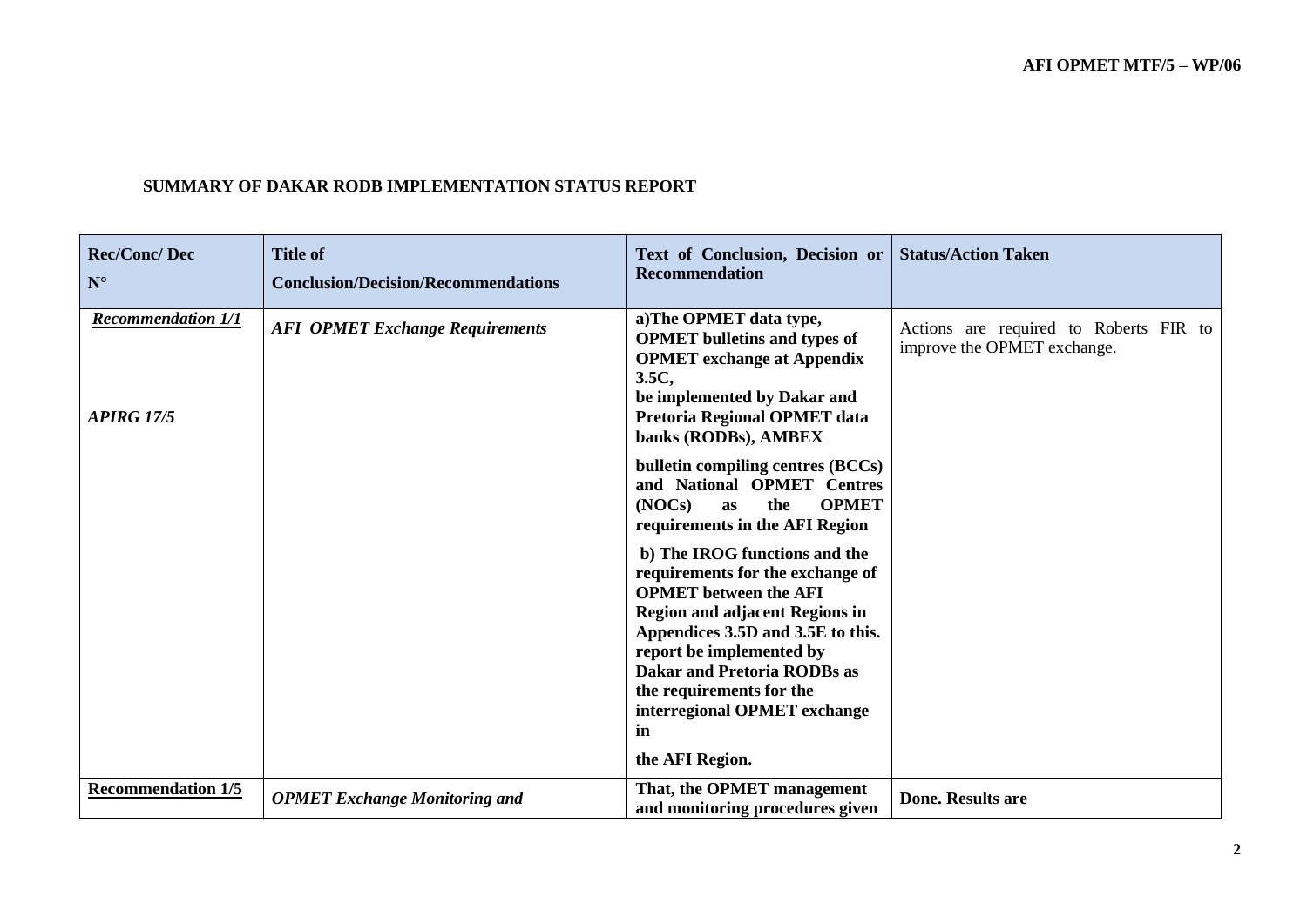**SUMMARY OF DAKAR RODB IMPLEMENTATION STATUS REPORT**

| Rec/Conc/ Dec N° | Title of Conclusion/Decision/Recommendations | Text of Conclusion, Decision or Recommendation | Status/Action Taken |
|---|---|---|---|
| ***Recommendation 1/1*** <br><br> ***APIRG 17/5*** | ***AFI OPMET Exchange Requirements*** | **a)The OPMET data type, OPMET bulletins and types of OPMET exchange at Appendix 3.5C, be implemented by Dakar and Pretoria Regional OPMET data banks (RODBs), AMBEX bulletin compiling centres (BCCs) and National OPMET Centres (NOCs) as the OPMET requirements in the AFI Region** <br><br> **b) The IROG functions and the requirements for the exchange of OPMET between the AFI Region and adjacent Regions in Appendices 3.5D and 3.5E to this. report be implemented by Dakar and Pretoria RODBs as the requirements for the interregional OPMET exchange in the AFI Region.** | Actions are required to Roberts FIR to improve the OPMET exchange. |
| **Recommendation 1/5** | ***OPMET Exchange Monitoring and*** | **That, the OPMET management and monitoring procedures given** | **Done. Results are** |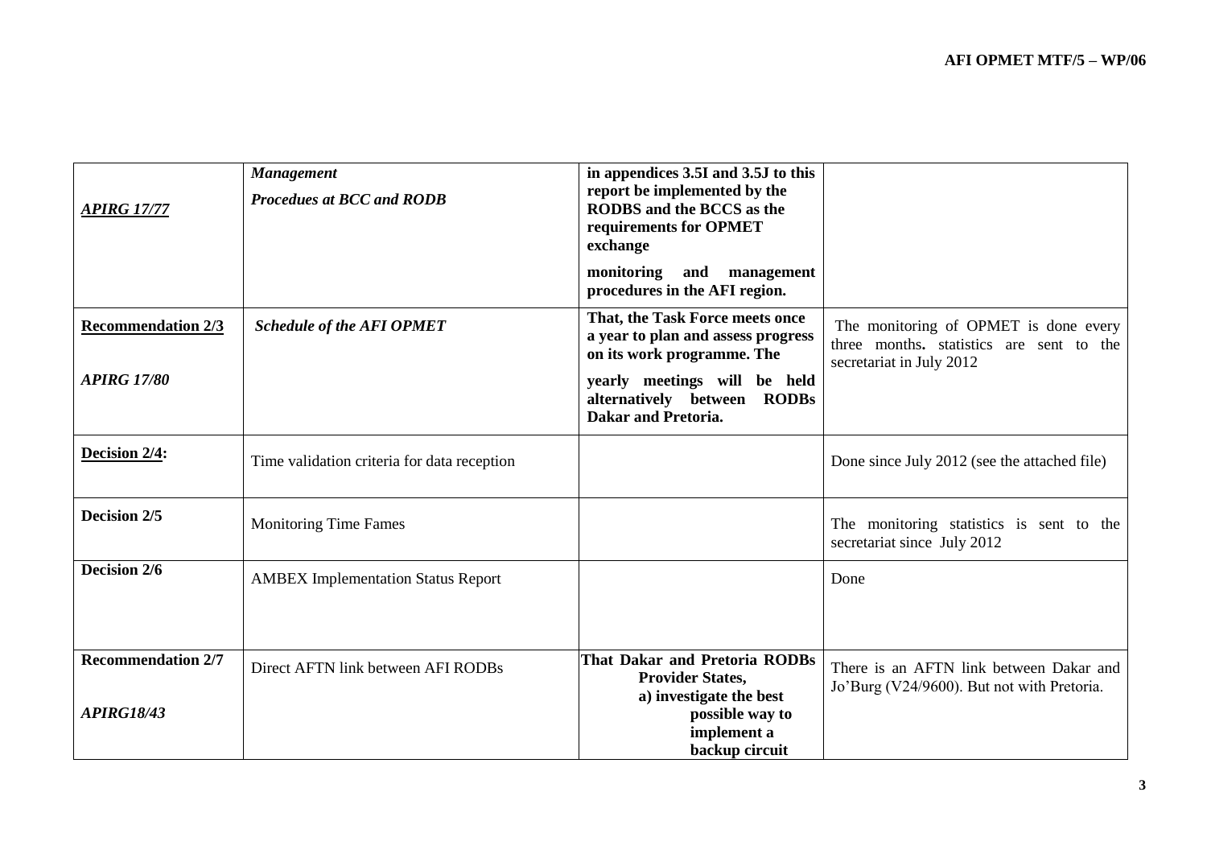| | | | |
|---|---|---|---|
| ***APIRG 17/77*** | ***Management*** ***Procedues at BCC and RODB*** | **in appendices 3.5I and 3.5J to this report be implemented by the RODBS and the BCCS as the requirements for OPMET exchange** **monitoring and management procedures in the AFI region.** | |
| **Recommendation 2/3** ***APIRG 17/80*** | ***Schedule of the AFI OPMET*** | **That, the Task Force meets once a year to plan and assess progress on its work programme. The** **yearly meetings will be held alternatively between RODBs Dakar and Pretoria.** | The monitoring of OPMET is done every three months**.** statistics are sent to the secretariat in July 2012 |
| **Decision 2/4:** | Time validation criteria for data reception | | Done since July 2012 (see the attached file) |
| **Decision 2/5** | Monitoring Time Fames | | The monitoring statistics is sent to the secretariat since July 2012 |
| **Decision 2/6** | AMBEX Implementation Status Report | | Done |
| **Recommendation 2/7** ***APIRG18/43*** | Direct AFTN link between AFI RODBs | **That Dakar and Pretoria RODBs Provider States,** **a) investigate the best possible way to implement a backup circuit** | There is an AFTN link between Dakar and Jo'Burg (V24/9600). But not with Pretoria. |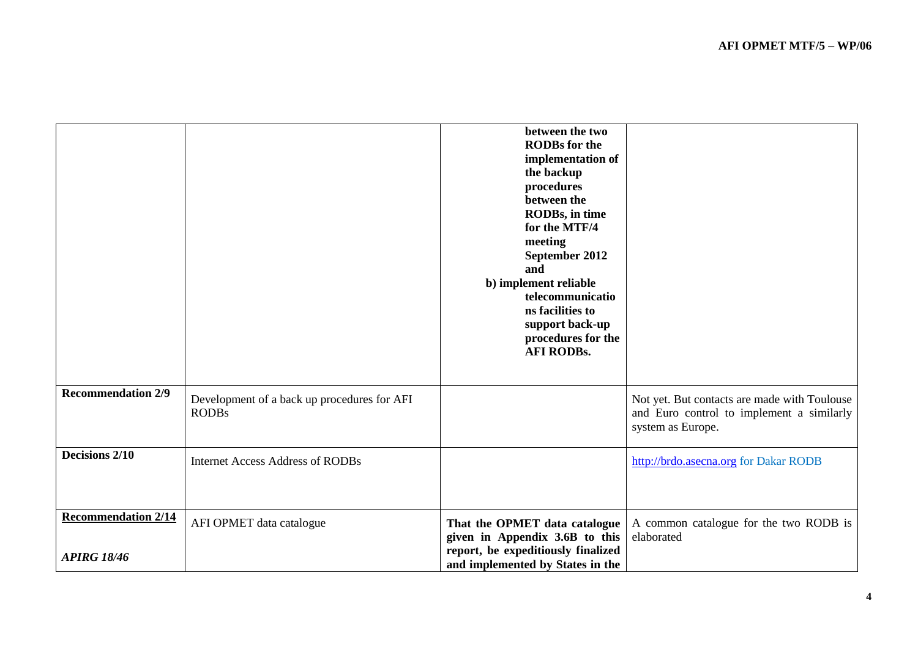| | | | |
|---|---|---|---|
| | | **between the two RODBs for the implementation of the backup procedures between the RODBs, in time for the MTF/4 meeting September 2012 and**<br>**b) implement reliable telecommunications facilities to support back-up procedures for the AFI RODBs.** | |
| **Recommendation 2/9** | Development of a back up procedures for AFI RODBs | | Not yet. But contacts are made with Toulouse and Euro control to implement a similarly system as Europe. |
| **Decisions 2/10** | Internet Access Address of RODBs | | http://brdo.asecna.org for Dakar RODB |
| **Recommendation 2/14**<br><br>***APIRG 18/46*** | AFI OPMET data catalogue | **That the OPMET data catalogue given in Appendix 3.6B to this report, be expeditiously finalized and implemented by States in the** | A common catalogue for the two RODB is elaborated |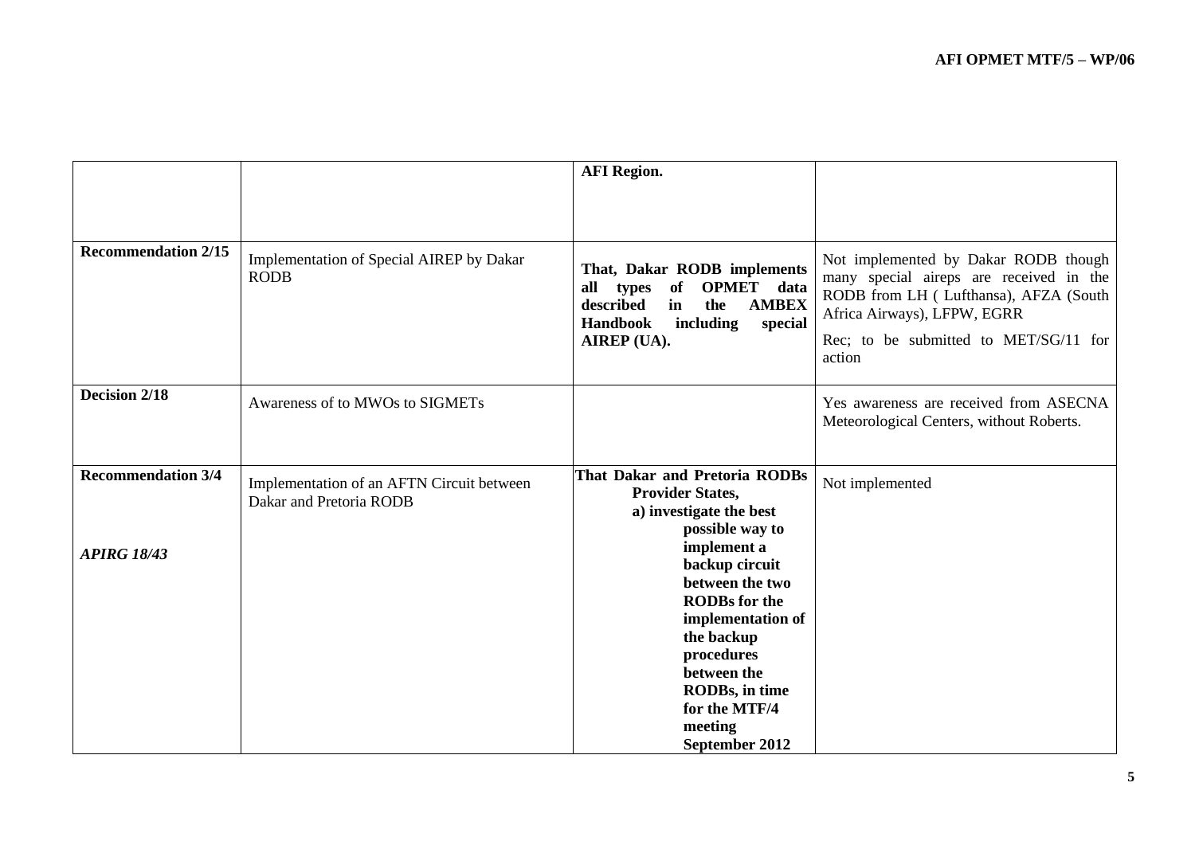| | | | |
|---|---|---|---|
| | | **AFI Region.** | |
| **Recommendation 2/15** | Implementation of Special AIREP by Dakar RODB | **That, Dakar RODB implements all types of OPMET data described in the AMBEX Handbook including special AIREP (UA).** | Not implemented by Dakar RODB though many special aireps are received in the RODB from LH ( Lufthansa), AFZA (South Africa Airways), LFPW, EGRR<br><br>Rec; to be submitted to MET/SG/11 for action |
| **Decision 2/18** | Awareness of to MWOs to SIGMETs | | Yes awareness are received from ASECNA Meteorological Centers, without Roberts. |
| **Recommendation 3/4**<br><br>***APIRG 18/43*** | Implementation of an AFTN Circuit between Dakar and Pretoria RODB | **That Dakar and Pretoria RODBs Provider States,**<br>**a) investigate the best possible way to implement a backup circuit between the two RODBs for the implementation of the backup procedures between the RODBs, in time for the MTF/4 meeting September 2012** | Not implemented |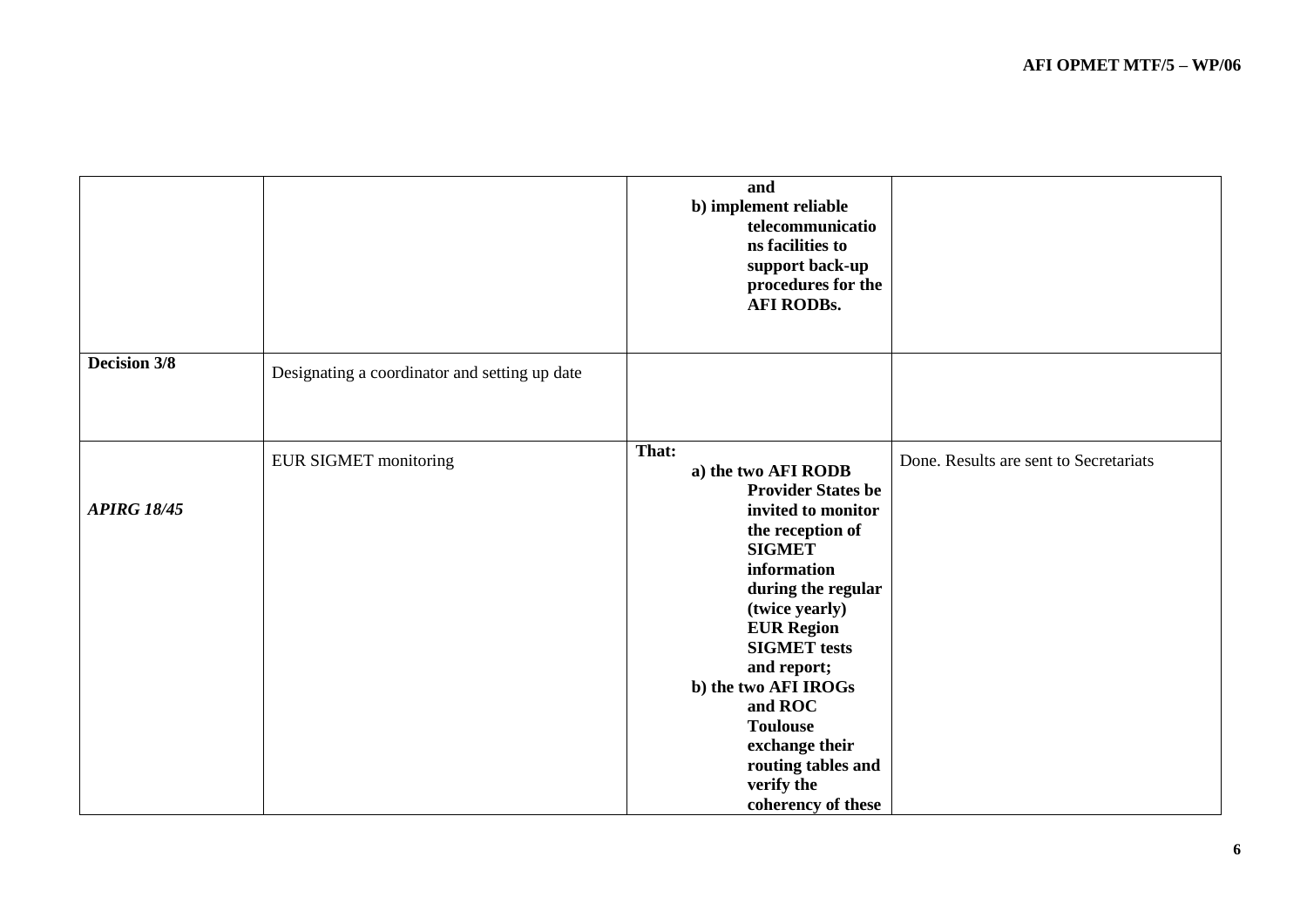| | | | |
|---|---|---|---|
| | | **and**<br>**b) implement reliable telecommunications facilities to support back-up procedures for the AFI RODBs.** | |
| **Decision 3/8** | Designating a coordinator and setting up date | | |
| ***APIRG 18/45*** | EUR SIGMET monitoring | **That:**<br>**a) the two AFI RODB Provider States be invited to monitor the reception of SIGMET information during the regular (twice yearly) EUR Region SIGMET tests and report;**<br>**b) the two AFI IROGs and ROC Toulouse exchange their routing tables and verify the coherency of these** | Done. Results are sent to Secretariats |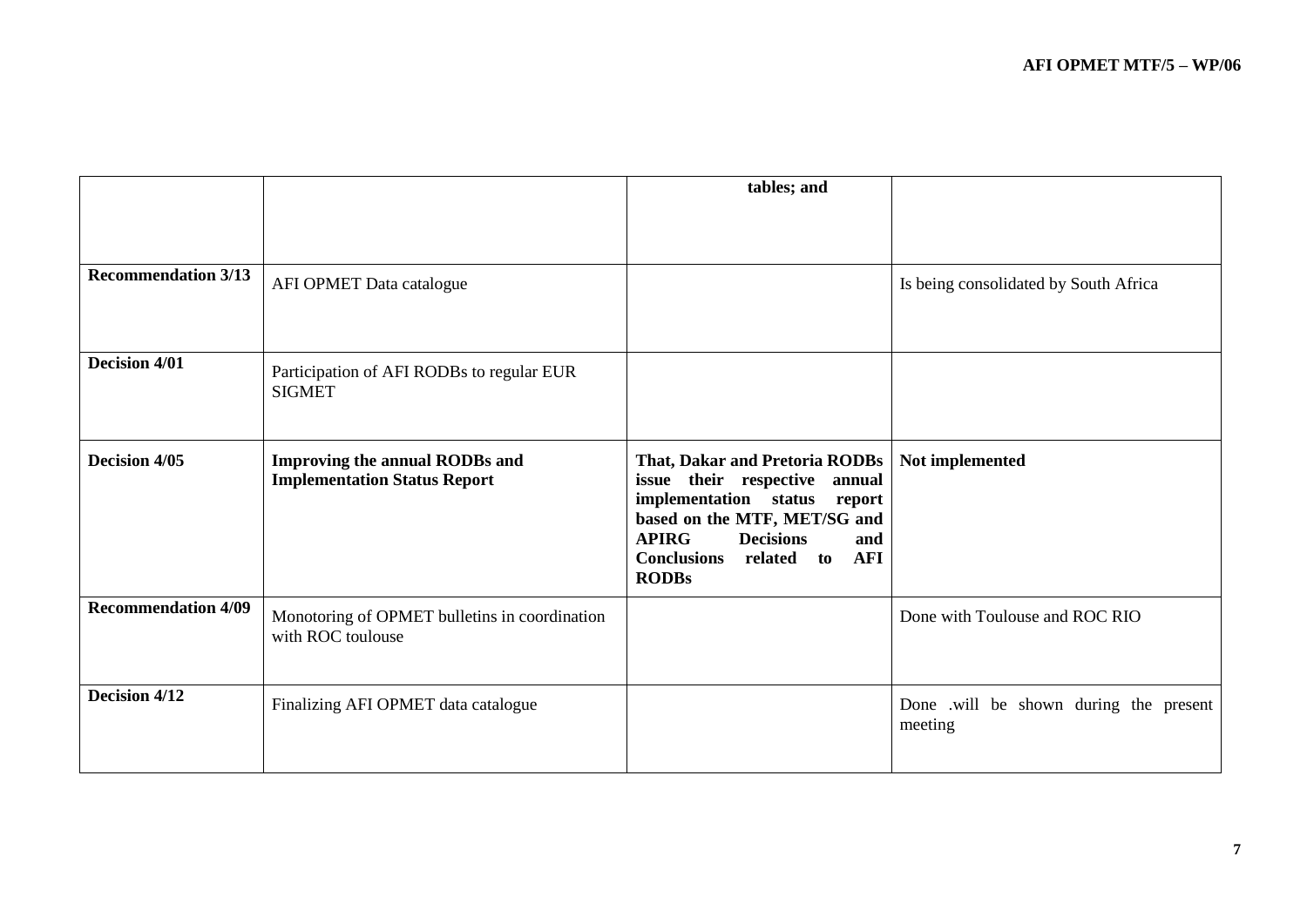| | | | |
|---|---|---|---|
| | | **tables; and** | |
| **Recommendation 3/13** | AFI OPMET Data catalogue | | Is being consolidated by South Africa |
| **Decision 4/01** | Participation of AFI RODBs to regular EUR SIGMET | | |
| **Decision 4/05** | **Improving the annual RODBs and Implementation Status Report** | **That, Dakar and Pretoria RODBs issue their respective annual implementation status report based on the MTF, MET/SG and APIRG Decisions and Conclusions related to AFI RODBs** | **Not implemented** |
| **Recommendation 4/09** | Monotoring of OPMET bulletins in coordination with ROC toulouse | | Done with Toulouse and ROC RIO |
| **Decision 4/12** | Finalizing AFI OPMET data catalogue | | Done .will be shown during the present meeting |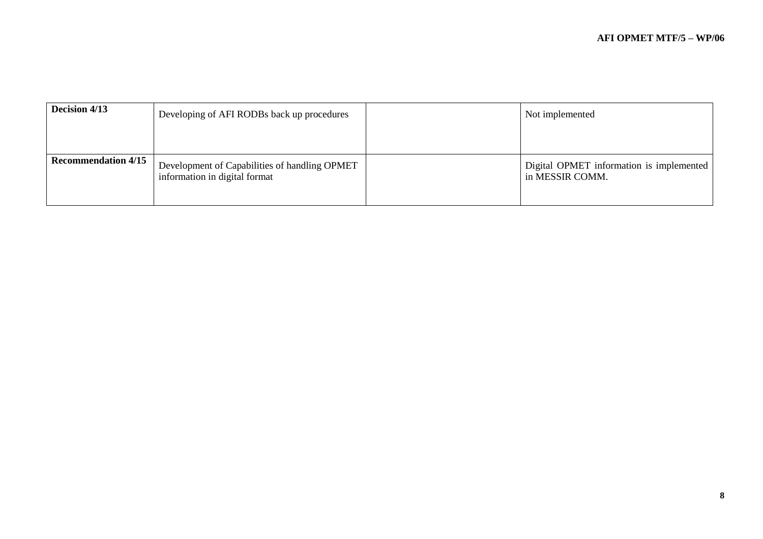| | | | |
|---|---|---|---|
| **Decision 4/13** | Developing of AFI RODBs back up procedures | | Not implemented |
| **Recommendation 4/15** | Development of Capabilities of handling OPMET information in digital format | | Digital OPMET information is implemented in MESSIR COMM. |